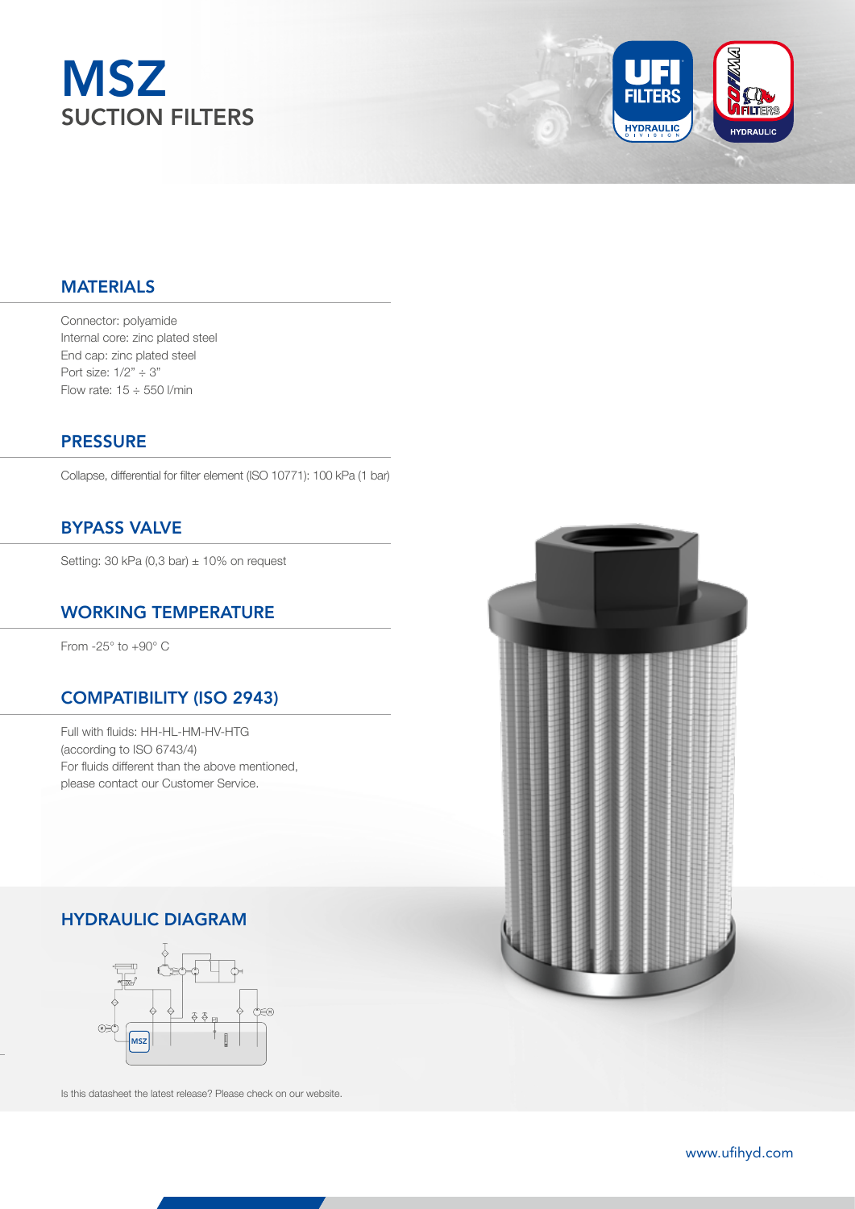# MSZ

## SUCTION FILTERS

### MATERIALS

Connector: polyamide
Internal core: zinc plated steel
End cap: zinc plated steel
Port size: 1/2" ÷ 3"
Flow rate: 15 ÷ 550 l/min

### PRESSURE

Collapse, differential for filter element (ISO 10771): 100 kPa (1 bar)

### BYPASS VALVE

Setting: 30 kPa (0,3 bar) ± 10% on request

### WORKING TEMPERATURE

From -25° to +90° C

### COMPATIBILITY (ISO 2943)

Full with fluids: HH-HL-HM-HV-HTG
(according to ISO 6743/4)
For fluids different than the above mentioned,
please contact our Customer Service.

### HYDRAULIC DIAGRAM

Is this datasheet the latest release? Please check on our website.

www.ufihyd.com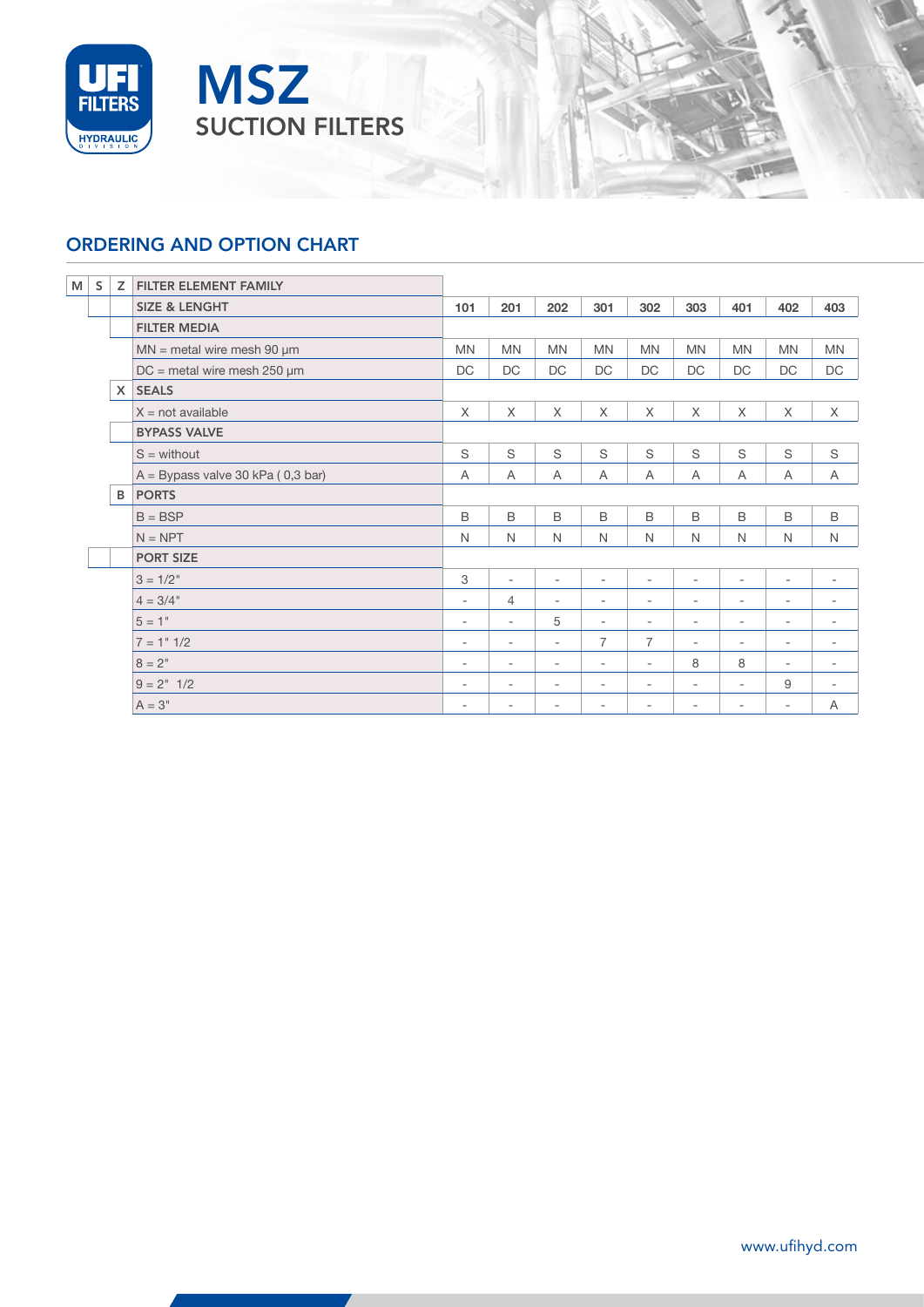# MSZ
## SUCTION FILTERS

## ORDERING AND OPTION CHART

| M | S | Z | FILTER ELEMENT FAMILY | | | | | | | | | |
|---|---|---|---|---|---|---|---|---|---|---|---|---|
| | | | **SIZE & LENGHT** | **101** | **201** | **202** | **301** | **302** | **303** | **401** | **402** | **403** |
| | | | **FILTER MEDIA** | | | | | | | | | |
| | | | MN = metal wire mesh 90 µm | MN | MN | MN | MN | MN | MN | MN | MN | MN |
| | | | DC = metal wire mesh 250 µm | DC | DC | DC | DC | DC | DC | DC | DC | DC |
| | | X | **SEALS** | | | | | | | | | |
| | | | X = not available | X | X | X | X | X | X | X | X | X |
| | | | **BYPASS VALVE** | | | | | | | | | |
| | | | S = without | S | S | S | S | S | S | S | S | S |
| | | | A = Bypass valve 30 kPa ( 0,3 bar) | A | A | A | A | A | A | A | A | A |
| | | B | **PORTS** | | | | | | | | | |
| | | | B = BSP | B | B | B | B | B | B | B | B | B |
| | | | N = NPT | N | N | N | N | N | N | N | N | N |
| | | | **PORT SIZE** | | | | | | | | | |
| | | | 3 = 1/2" | 3 | - | - | - | - | - | - | - | - |
| | | | 4 = 3/4" | - | 4 | - | - | - | - | - | - | - |
| | | | 5 = 1" | - | - | 5 | - | - | - | - | - | - |
| | | | 7 = 1" 1/2 | - | - | - | 7 | 7 | - | - | - | - |
| | | | 8 = 2" | - | - | - | - | - | 8 | 8 | - | - |
| | | | 9 = 2" 1/2 | - | - | - | - | - | - | - | 9 | - |
| | | | A = 3" | - | - | - | - | - | - | - | - | A |

www.ufihyd.com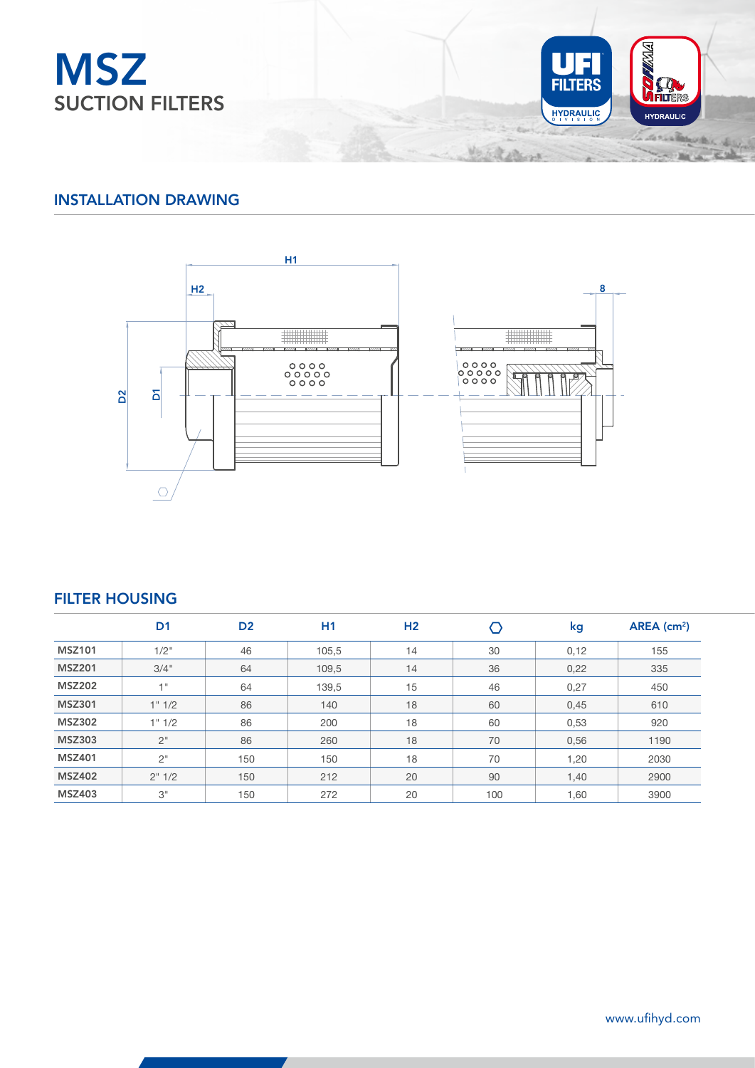# MSZ
## SUCTION FILTERS

### INSTALLATION DRAWING

### FILTER HOUSING

| | D1 | D2 | H1 | H2 | ⬡ | kg | AREA (cm²) |
|---|---|---|---|---|---|---|---|
| **MSZ101** | 1/2" | 46 | 105,5 | 14 | 30 | 0,12 | 155 |
| **MSZ201** | 3/4" | 64 | 109,5 | 14 | 36 | 0,22 | 335 |
| **MSZ202** | 1" | 64 | 139,5 | 15 | 46 | 0,27 | 450 |
| **MSZ301** | 1" 1/2 | 86 | 140 | 18 | 60 | 0,45 | 610 |
| **MSZ302** | 1" 1/2 | 86 | 200 | 18 | 60 | 0,53 | 920 |
| **MSZ303** | 2" | 86 | 260 | 18 | 70 | 0,56 | 1190 |
| **MSZ401** | 2" | 150 | 150 | 18 | 70 | 1,20 | 2030 |
| **MSZ402** | 2" 1/2 | 150 | 212 | 20 | 90 | 1,40 | 2900 |
| **MSZ403** | 3" | 150 | 272 | 20 | 100 | 1,60 | 3900 |

www.ufihyd.com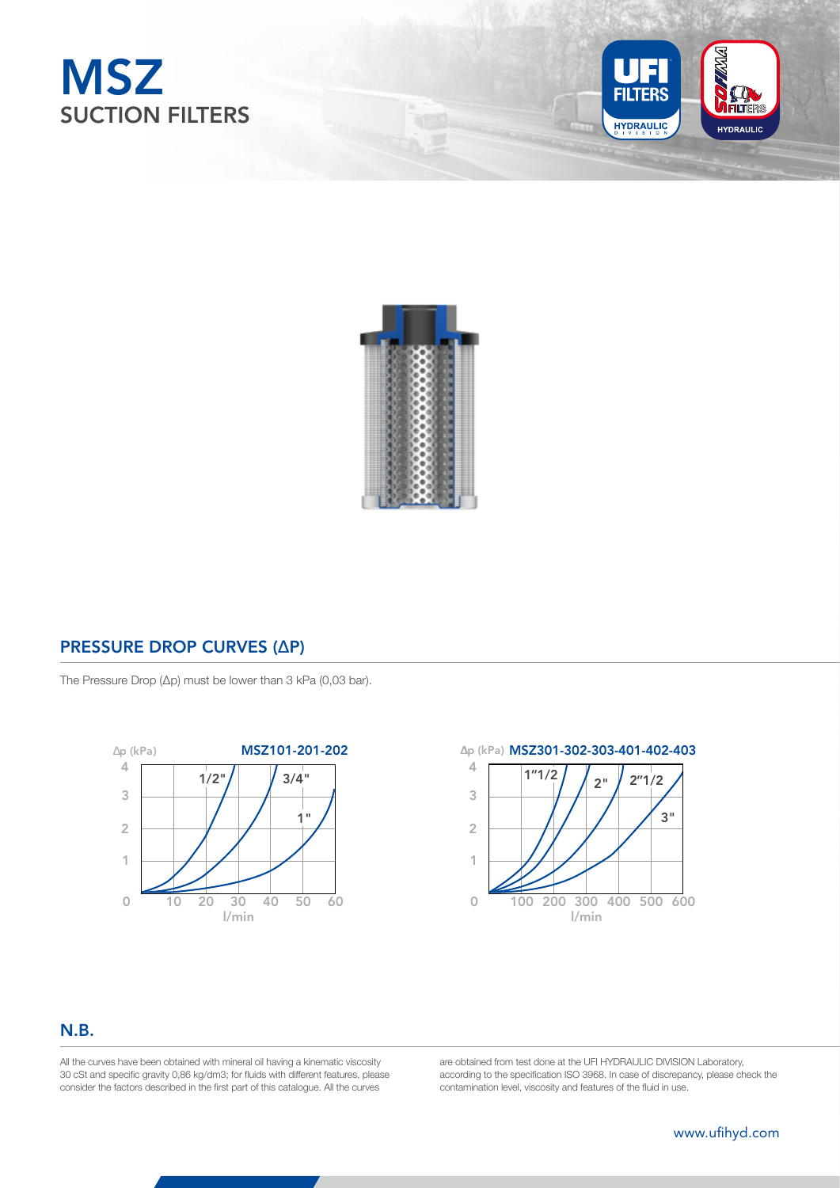# MSZ
## SUCTION FILTERS

## PRESSURE DROP CURVES (ΔP)

The Pressure Drop (Δp) must be lower than 3 kPa (0,03 bar).

MSZ101-201-202

Δp (kPa)

4
3
2
1
0

10 20 30 40 50 60
l/min

1/2"
3/4"
1"

MSZ301-302-303-401-402-403

Δp (kPa)

4
3
2
1
0

100 200 300 400 500 600
l/min

1"1/2
2"
2"1/2
3"

## N.B.

All the curves have been obtained with mineral oil having a kinematic viscosity 30 cSt and specific gravity 0,86 kg/dm3; for fluids with different features, please consider the factors described in the first part of this catalogue. All the curves are obtained from test done at the UFI HYDRAULIC DIVISION Laboratory, according to the specification ISO 3968. In case of discrepancy, please check the contamination level, viscosity and features of the fluid in use.

www.ufihyd.com